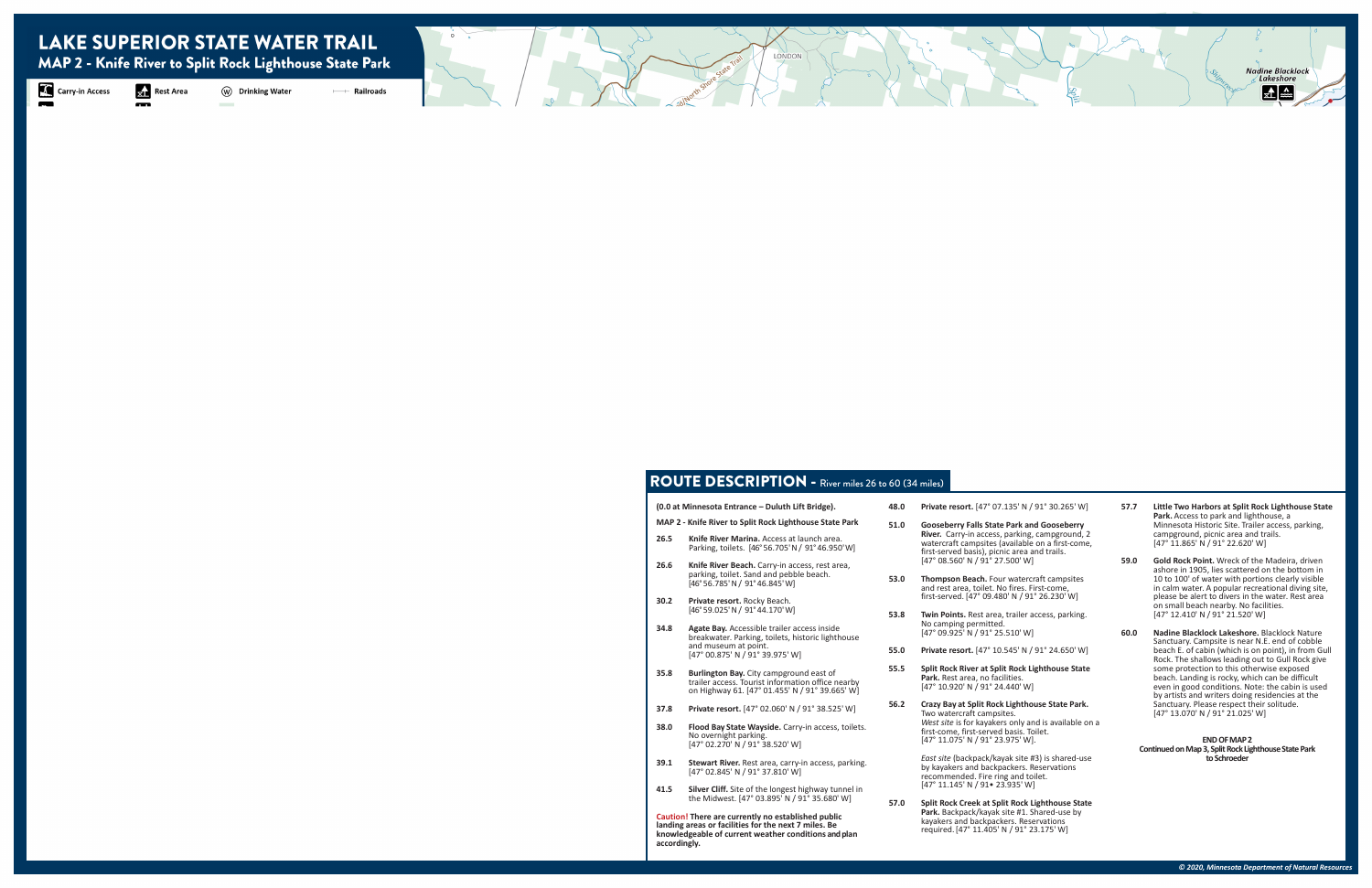# LAKE SUPERIOR STATE WATER TRAIL

## MAP 2 - Knife River to Split Rock Lighthouse State Park

Carry-in Access | Rest Area | Drinking Water | Railroads

LONDON

Nadine Blacklock Lakeshore

## ROUTE DESCRIPTION - River miles 26 to 60 (34 miles)

**(0.0 at Minnesota Entrance – Duluth Lift Bridge).**

**MAP 2 - Knife River to Split Rock Lighthouse State Park**

**26.5** **Knife River Marina.** Access at launch area. Parking, toilets. [46° 56.705' N / 91° 46.950' W]

**26.6** **Knife River Beach.** Carry-in access, rest area, parking, toilet. Sand and pebble beach. [46° 56.785' N / 91° 46.845' W]

**30.2** **Private resort.** Rocky Beach. [46° 59.025' N / 91° 44.170' W]

**34.8** **Agate Bay.** Accessible trailer access inside breakwater. Parking, toilets, historic lighthouse and museum at point. [47° 00.875' N / 91° 39.975' W]

**35.8** **Burlington Bay.** City campground east of trailer access. Tourist information office nearby on Highway 61. [47° 01.455' N / 91° 39.665' W]

**37.8** **Private resort.** [47° 02.060' N / 91° 38.525' W]

**38.0** **Flood Bay State Wayside.** Carry-in access, toilets. No overnight parking. [47° 02.270' N / 91° 38.520' W]

**39.1** **Stewart River.** Rest area, carry-in access, parking. [47° 02.845' N / 91° 37.810' W]

**41.5** **Silver Cliff.** Site of the longest highway tunnel in the Midwest. [47° 03.895' N / 91° 35.680' W]

**Caution! There are currently no established public landing areas or facilities for the next 7 miles. Be knowledgeable of current weather conditions and plan accordingly.**

**48.0** **Private resort.** [47° 07.135' N / 91° 30.265' W]

**51.0** **Gooseberry Falls State Park and Gooseberry River.** Carry-in access, parking, campground, 2 watercraft campsites (available on a first-come, first-served basis), picnic area and trails. [47° 08.560' N / 91° 27.500' W]

**53.0** **Thompson Beach.** Four watercraft campsites and rest area, toilet. No fires. First-come, first-served. [47° 09.480' N / 91° 26.230' W]

**53.8** **Twin Points.** Rest area, trailer access, parking. No camping permitted. [47° 09.925' N / 91° 25.510' W]

**55.0** **Private resort.** [47° 10.545' N / 91° 24.650' W]

**55.5** **Split Rock River at Split Rock Lighthouse State Park.** Rest area, no facilities. [47° 10.920' N / 91° 24.440' W]

**56.2** **Crazy Bay at Split Rock Lighthouse State Park.** Two watercraft campsites. *West site* is for kayakers only and is available on a first-come, first-served basis. Toilet. [47° 11.075' N / 91° 23.975' W].

*East site* (backpack/kayak site #3) is shared-use by kayakers and backpackers. Reservations recommended. Fire ring and toilet. [47° 11.145' N / 91• 23.935' W]

**57.0** **Split Rock Creek at Split Rock Lighthouse State Park.** Backpack/kayak site #1. Shared-use by kayakers and backpackers. Reservations required. [47° 11.405' N / 91° 23.175' W]

**57.7** **Little Two Harbors at Split Rock Lighthouse State Park.** Access to park and lighthouse, a Minnesota Historic Site. Trailer access, parking, campground, picnic area and trails. [47° 11.865' N / 91° 22.620' W]

**59.0** **Gold Rock Point.** Wreck of the Madeira, driven ashore in 1905, lies scattered on the bottom in 10 to 100' of water with portions clearly visible in calm water. A popular recreational diving site, please be alert to divers in the water. Rest area on small beach nearby. No facilities. [47° 12.410' N / 91° 21.520' W]

**60.0** **Nadine Blacklock Lakeshore.** Blacklock Nature Sanctuary. Campsite is near N.E. end of cobble beach E. of cabin (which is on point), in from Gull Rock. The shallows leading out to Gull Rock give some protection to this otherwise exposed beach. Landing is rocky, which can be difficult even in good conditions. Note: the cabin is used by artists and writers doing residencies at the Sanctuary. Please respect their solitude. [47° 13.070' N / 91° 21.025' W]

**END OF MAP 2**
**Continued on Map 3, Split Rock Lighthouse State Park to Schroeder**

*© 2020, Minnesota Department of Natural Resources*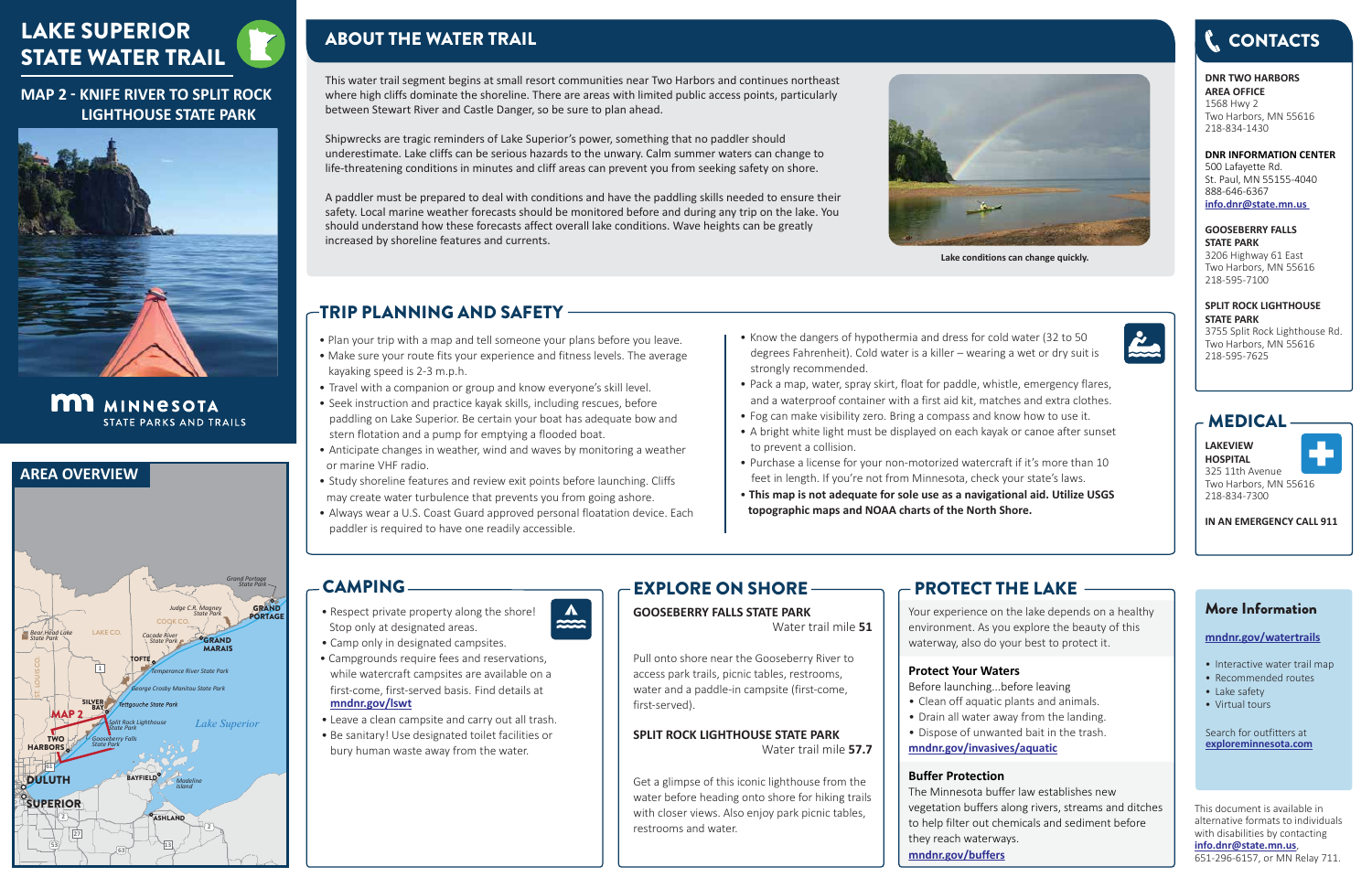# LAKE SUPERIOR STATE WATER TRAIL

## MAP 2 - KNIFE RIVER TO SPLIT ROCK LIGHTHOUSE STATE PARK

MINNESOTA STATE PARKS AND TRAILS

## AREA OVERVIEW

Grand Portage State Park
GRAND PORTAGE
Judge C.R. Magney State Park
COOK CO.
Bear Head Lake State Park
LAKE CO.
Cascade River State Park
GRAND MARAIS
ST. LOUIS CO.
1
TOFTE
Temperance River State Park
George Crosby Manitou State Park
SILVER BAY
Tettegouche State Park
MAP 2
Split Rock Lighthouse State Park
Lake Superior
TWO HARBORS
Gooseberry Falls State Park
61
DULUTH
BAYFIELD
Madeline Island
SUPERIOR
2
ASHLAND
27
2
53
63
13

## ABOUT THE WATER TRAIL

This water trail segment begins at small resort communities near Two Harbors and continues northeast where high cliffs dominate the shoreline. There are areas with limited public access points, particularly between Stewart River and Castle Danger, so be sure to plan ahead.

Shipwrecks are tragic reminders of Lake Superior's power, something that no paddler should underestimate. Lake cliffs can be serious hazards to the unwary. Calm summer waters can change to life-threatening conditions in minutes and cliff areas can prevent you from seeking safety on shore.

A paddler must be prepared to deal with conditions and have the paddling skills needed to ensure their safety. Local marine weather forecasts should be monitored before and during any trip on the lake. You should understand how these forecasts affect overall lake conditions. Wave heights can be greatly increased by shoreline features and currents.

**Lake conditions can change quickly.**

## TRIP PLANNING AND SAFETY

- Plan your trip with a map and tell someone your plans before you leave.
- Make sure your route fits your experience and fitness levels. The average kayaking speed is 2-3 m.p.h.
- Travel with a companion or group and know everyone's skill level.
- Seek instruction and practice kayak skills, including rescues, before paddling on Lake Superior. Be certain your boat has adequate bow and stern flotation and a pump for emptying a flooded boat.
- Anticipate changes in weather, wind and waves by monitoring a weather or marine VHF radio.
- Study shoreline features and review exit points before launching. Cliffs may create water turbulence that prevents you from going ashore.
- Always wear a U.S. Coast Guard approved personal floatation device. Each paddler is required to have one readily accessible.
- Know the dangers of hypothermia and dress for cold water (32 to 50 degrees Fahrenheit). Cold water is a killer – wearing a wet or dry suit is strongly recommended.
- Pack a map, water, spray skirt, float for paddle, whistle, emergency flares, and a waterproof container with a first aid kit, matches and extra clothes.
- Fog can make visibility zero. Bring a compass and know how to use it.
- A bright white light must be displayed on each kayak or canoe after sunset to prevent a collision.
- Purchase a license for your non-motorized watercraft if it's more than 10 feet in length. If you're not from Minnesota, check your state's laws.
- **This map is not adequate for sole use as a navigational aid. Utilize USGS topographic maps and NOAA charts of the North Shore.**

## CAMPING

- Respect private property along the shore! Stop only at designated areas.
- Camp only in designated campsites.
- Campgrounds require fees and reservations, while watercraft campsites are available on a first-come, first-served basis. Find details at mndnr.gov/lswt
- Leave a clean campsite and carry out all trash.
- Be sanitary! Use designated toilet facilities or bury human waste away from the water.

## EXPLORE ON SHORE

**GOOSEBERRY FALLS STATE PARK**
Water trail mile **51**

Pull onto shore near the Gooseberry River to access park trails, picnic tables, restrooms, water and a paddle-in campsite (first-come, first-served).

**SPLIT ROCK LIGHTHOUSE STATE PARK**
Water trail mile **57.7**

Get a glimpse of this iconic lighthouse from the water before heading onto shore for hiking trails with closer views. Also enjoy park picnic tables, restrooms and water.

## PROTECT THE LAKE

Your experience on the lake depends on a healthy environment. As you explore the beauty of this waterway, also do your best to protect it.

**Protect Your Waters**
Before launching...before leaving
- Clean off aquatic plants and animals.
- Drain all water away from the landing.
- Dispose of unwanted bait in the trash.

mndnr.gov/invasives/aquatic

**Buffer Protection**
The Minnesota buffer law establishes new vegetation buffers along rivers, streams and ditches to help filter out chemicals and sediment before they reach waterways.
mndnr.gov/buffers

## CONTACTS

**DNR TWO HARBORS AREA OFFICE**
1568 Hwy 2
Two Harbors, MN 55616
218-834-1430

**DNR INFORMATION CENTER**
500 Lafayette Rd.
St. Paul, MN 55155-4040
888-646-6367
info.dnr@state.mn.us

**GOOSEBERRY FALLS STATE PARK**
3206 Highway 61 East
Two Harbors, MN 55616
218-595-7100

**SPLIT ROCK LIGHTHOUSE STATE PARK**
3755 Split Rock Lighthouse Rd.
Two Harbors, MN 55616
218-595-7625

## MEDICAL

**LAKEVIEW HOSPITAL**
325 11th Avenue
Two Harbors, MN 55616
218-834-7300

**IN AN EMERGENCY CALL 911**

## More Information

mndnr.gov/watertrails

- Interactive water trail map
- Recommended routes
- Lake safety
- Virtual tours

Search for outfitters at exploreminnesota.com

This document is available in alternative formats to individuals with disabilities by contacting info.dnr@state.mn.us, 651-296-6157, or MN Relay 711.